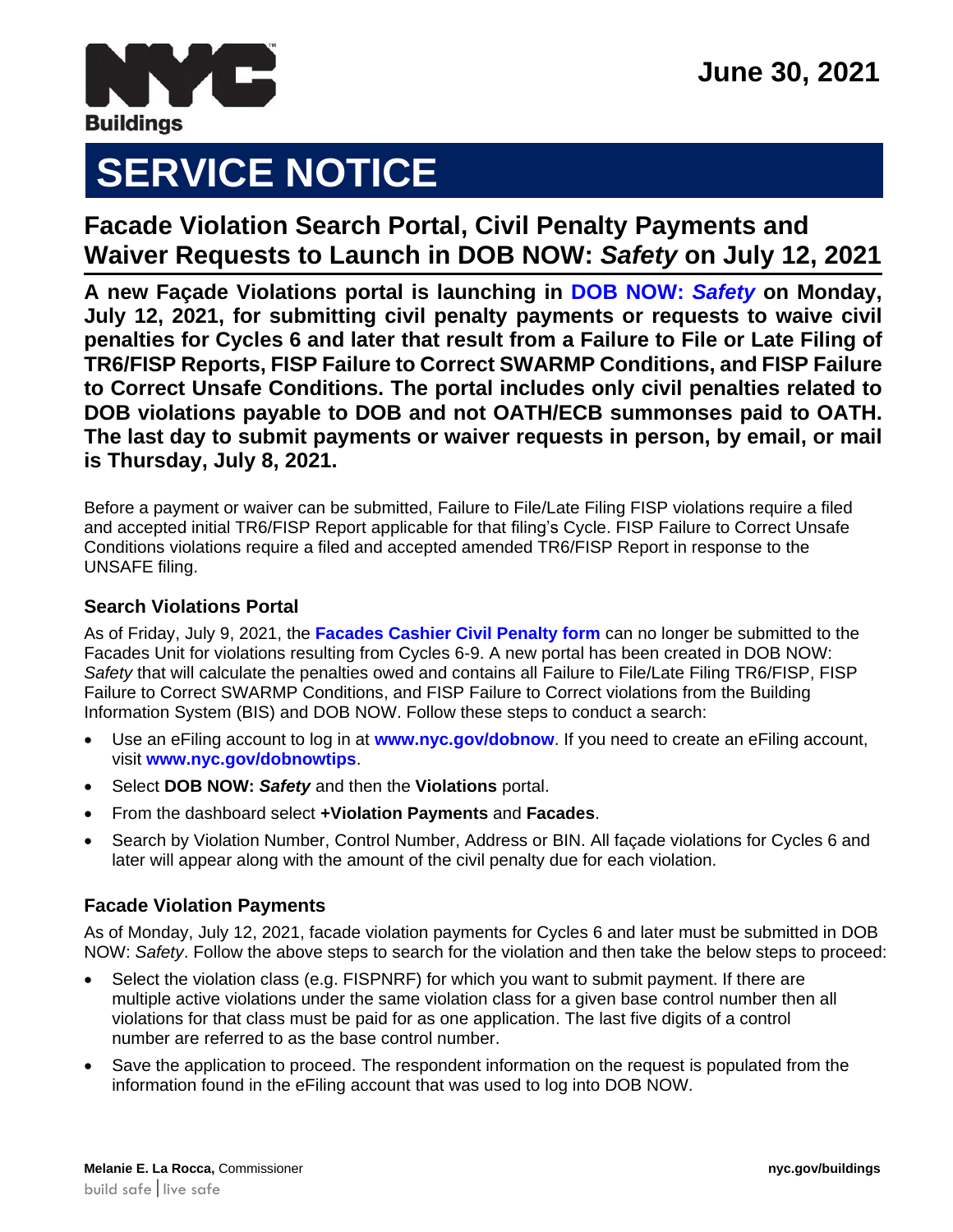June 30, 2021

# SERVICE NOTICE

## Facade Violation Search Portal, Civil Penalty Payments and Waiver Requests to Launch in DOB NOW: *Safety* on July 12, 2021

**A new Façade Violations portal is launching in DOB NOW: *Safety* on Monday, July 12, 2021, for submitting civil penalty payments or requests to waive civil penalties for Cycles 6 and later that result from a Failure to File or Late Filing of TR6/FISP Reports, FISP Failure to Correct SWARMP Conditions, and FISP Failure to Correct Unsafe Conditions. The portal includes only civil penalties related to DOB violations payable to DOB and not OATH/ECB summonses paid to OATH. The last day to submit payments or waiver requests in person, by email, or mail is Thursday, July 8, 2021.**

Before a payment or waiver can be submitted, Failure to File/Late Filing FISP violations require a filed and accepted initial TR6/FISP Report applicable for that filing's Cycle. FISP Failure to Correct Unsafe Conditions violations require a filed and accepted amended TR6/FISP Report in response to the UNSAFE filing.

### Search Violations Portal

As of Friday, July 9, 2021, the **Facades Cashier Civil Penalty form** can no longer be submitted to the Facades Unit for violations resulting from Cycles 6-9. A new portal has been created in DOB NOW: *Safety* that will calculate the penalties owed and contains all Failure to File/Late Filing TR6/FISP, FISP Failure to Correct SWARMP Conditions, and FISP Failure to Correct violations from the Building Information System (BIS) and DOB NOW. Follow these steps to conduct a search:

- Use an eFiling account to log in at **www.nyc.gov/dobnow**. If you need to create an eFiling account, visit **www.nyc.gov/dobnowtips**.
- Select **DOB NOW: *Safety*** and then the **Violations** portal.
- From the dashboard select **+Violation Payments** and **Facades**.
- Search by Violation Number, Control Number, Address or BIN. All façade violations for Cycles 6 and later will appear along with the amount of the civil penalty due for each violation.

### Facade Violation Payments

As of Monday, July 12, 2021, facade violation payments for Cycles 6 and later must be submitted in DOB NOW: *Safety*. Follow the above steps to search for the violation and then take the below steps to proceed:

- Select the violation class (e.g. FISPNRF) for which you want to submit payment. If there are multiple active violations under the same violation class for a given base control number then all violations for that class must be paid for as one application. The last five digits of a control number are referred to as the base control number.
- Save the application to proceed. The respondent information on the request is populated from the information found in the eFiling account that was used to log into DOB NOW.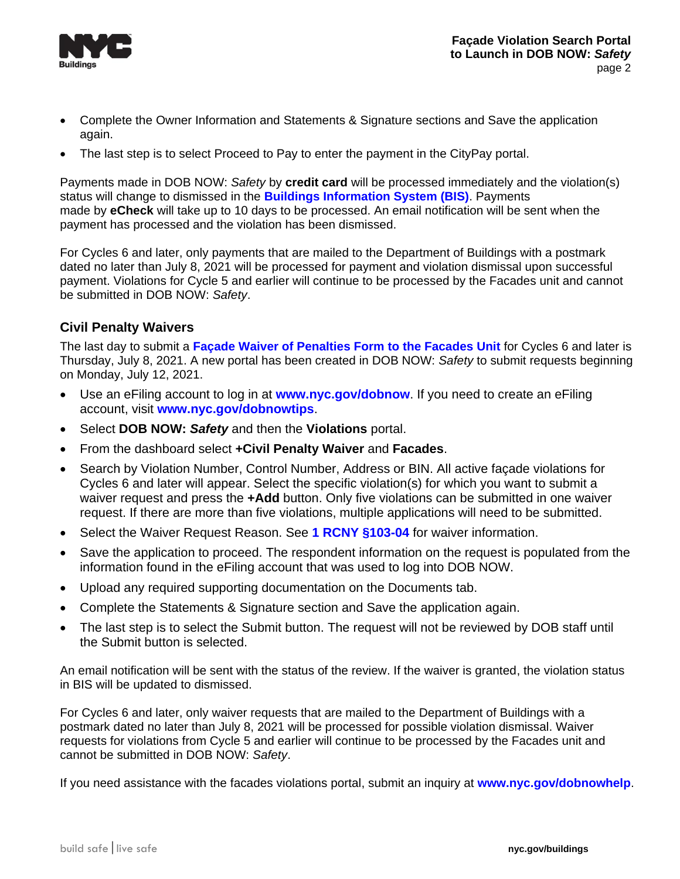- Complete the Owner Information and Statements & Signature sections and Save the application again.
- The last step is to select Proceed to Pay to enter the payment in the CityPay portal.

Payments made in DOB NOW: *Safety* by **credit card** will be processed immediately and the violation(s) status will change to dismissed in the **Buildings Information System (BIS)**. Payments made by **eCheck** will take up to 10 days to be processed. An email notification will be sent when the payment has processed and the violation has been dismissed.

For Cycles 6 and later, only payments that are mailed to the Department of Buildings with a postmark dated no later than July 8, 2021 will be processed for payment and violation dismissal upon successful payment. Violations for Cycle 5 and earlier will continue to be processed by the Facades unit and cannot be submitted in DOB NOW: *Safety*.

### Civil Penalty Waivers

The last day to submit a **Façade Waiver of Penalties Form to the Facades Unit** for Cycles 6 and later is Thursday, July 8, 2021. A new portal has been created in DOB NOW: *Safety* to submit requests beginning on Monday, July 12, 2021.

- Use an eFiling account to log in at **www.nyc.gov/dobnow**. If you need to create an eFiling account, visit **www.nyc.gov/dobnowtips**.
- Select **DOB NOW:** ***Safety*** and then the **Violations** portal.
- From the dashboard select **+Civil Penalty Waiver** and **Facades**.
- Search by Violation Number, Control Number, Address or BIN. All active façade violations for Cycles 6 and later will appear. Select the specific violation(s) for which you want to submit a waiver request and press the **+Add** button. Only five violations can be submitted in one waiver request. If there are more than five violations, multiple applications will need to be submitted.
- Select the Waiver Request Reason. See **1 RCNY §103-04** for waiver information.
- Save the application to proceed. The respondent information on the request is populated from the information found in the eFiling account that was used to log into DOB NOW.
- Upload any required supporting documentation on the Documents tab.
- Complete the Statements & Signature section and Save the application again.
- The last step is to select the Submit button. The request will not be reviewed by DOB staff until the Submit button is selected.

An email notification will be sent with the status of the review. If the waiver is granted, the violation status in BIS will be updated to dismissed.

For Cycles 6 and later, only waiver requests that are mailed to the Department of Buildings with a postmark dated no later than July 8, 2021 will be processed for possible violation dismissal. Waiver requests for violations from Cycle 5 and earlier will continue to be processed by the Facades unit and cannot be submitted in DOB NOW: *Safety*.

If you need assistance with the facades violations portal, submit an inquiry at **www.nyc.gov/dobnowhelp**.